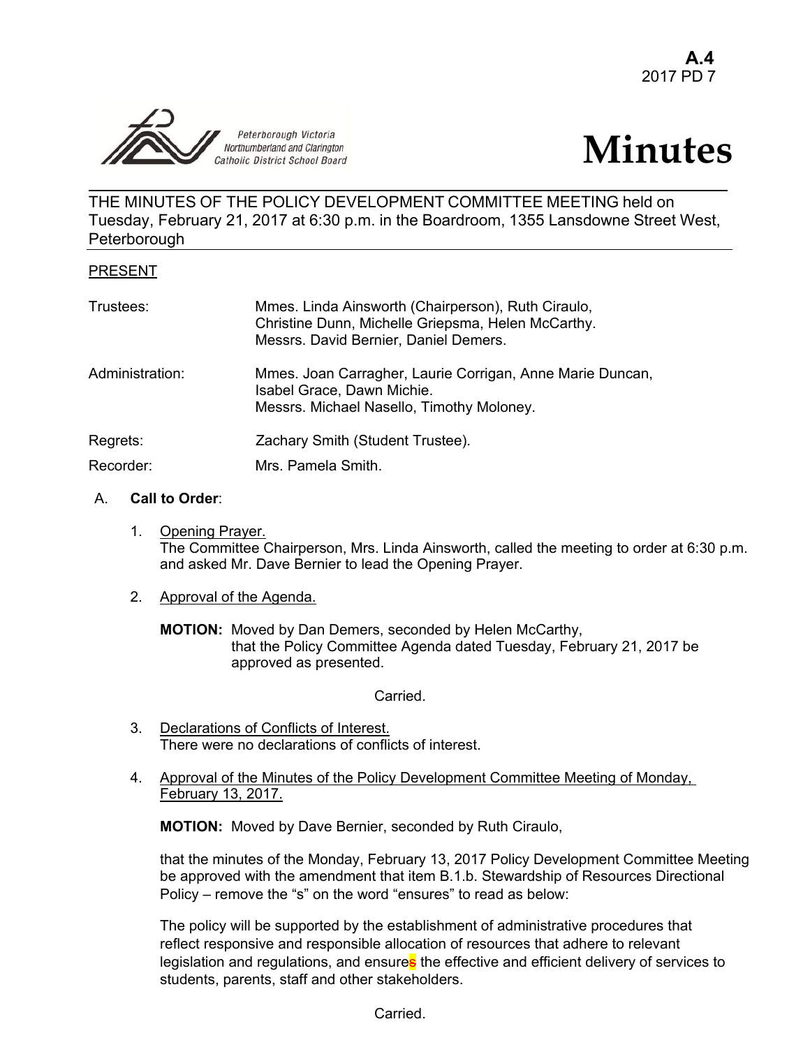A.4
2017 PD 7

Peterborough Victoria Northumberland and Clarington Catholic District School Board

# Minutes

THE MINUTES OF THE POLICY DEVELOPMENT COMMITTEE MEETING held on Tuesday, February 21, 2017 at 6:30 p.m. in the Boardroom, 1355 Lansdowne Street West, Peterborough

PRESENT

| | |
|---|---|
| Trustees: | Mmes. Linda Ainsworth (Chairperson), Ruth Ciraulo, Christine Dunn, Michelle Griepsma, Helen McCarthy. Messrs. David Bernier, Daniel Demers. |
| Administration: | Mmes. Joan Carragher, Laurie Corrigan, Anne Marie Duncan, Isabel Grace, Dawn Michie. Messrs. Michael Nasello, Timothy Moloney. |
| Regrets: | Zachary Smith (Student Trustee). |
| Recorder: | Mrs. Pamela Smith. |

A. **Call to Order**:

1. Opening Prayer.
   The Committee Chairperson, Mrs. Linda Ainsworth, called the meeting to order at 6:30 p.m. and asked Mr. Dave Bernier to lead the Opening Prayer.

2. Approval of the Agenda.

   **MOTION:** Moved by Dan Demers, seconded by Helen McCarthy, that the Policy Committee Agenda dated Tuesday, February 21, 2017 be approved as presented.

   Carried.

3. Declarations of Conflicts of Interest.
   There were no declarations of conflicts of interest.

4. Approval of the Minutes of the Policy Development Committee Meeting of Monday, February 13, 2017.

   **MOTION:** Moved by Dave Bernier, seconded by Ruth Ciraulo,

   that the minutes of the Monday, February 13, 2017 Policy Development Committee Meeting be approved with the amendment that item B.1.b. Stewardship of Resources Directional Policy – remove the "s" on the word "ensures" to read as below:

   The policy will be supported by the establishment of administrative procedures that reflect responsive and responsible allocation of resources that adhere to relevant legislation and regulations, and ensures the effective and efficient delivery of services to students, parents, staff and other stakeholders.

   Carried.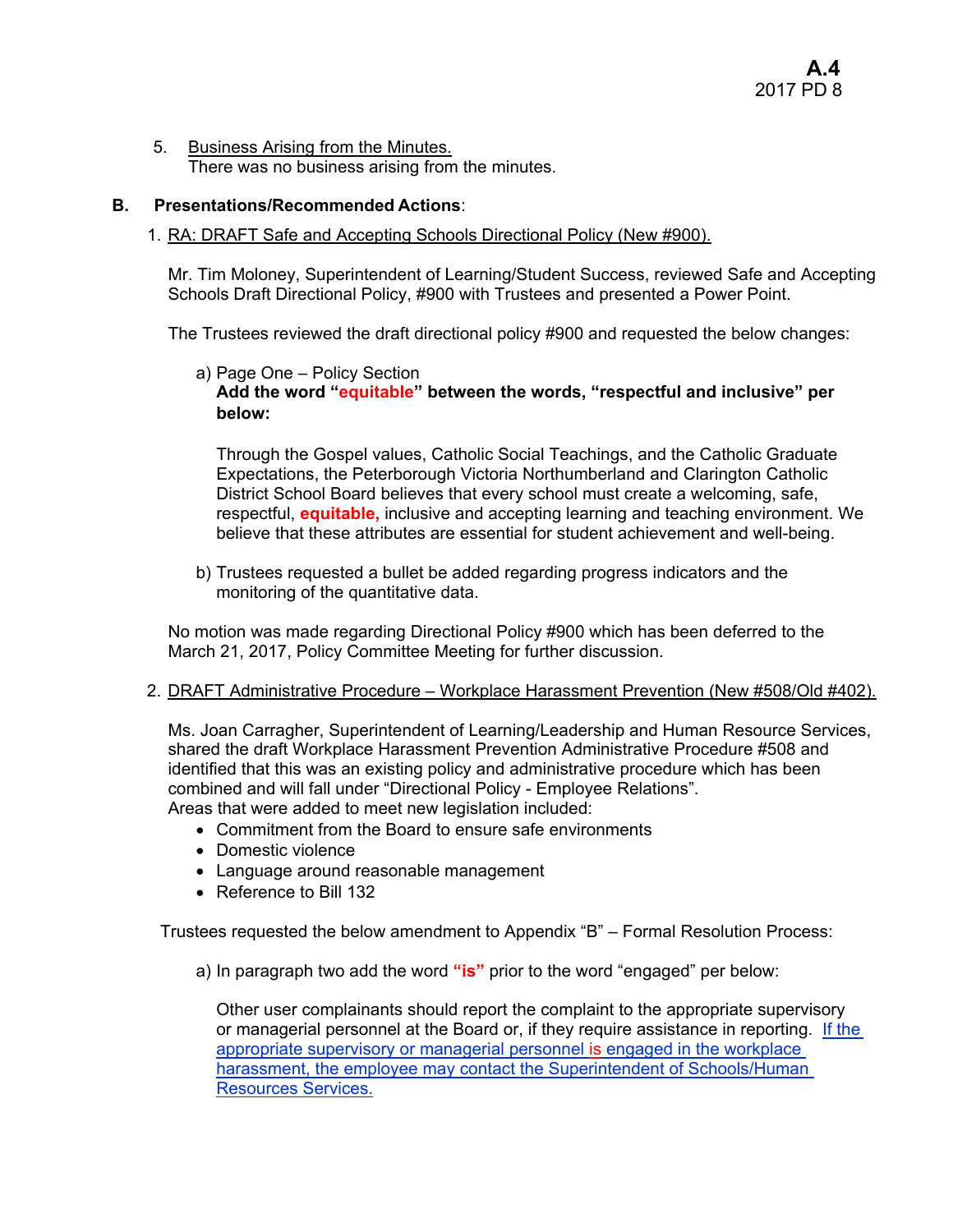5. <u>Business Arising from the Minutes.</u>
   There was no business arising from the minutes.

**B. Presentations/Recommended Actions**:

1. <u>RA: DRAFT Safe and Accepting Schools Directional Policy (New #900).</u>

   Mr. Tim Moloney, Superintendent of Learning/Student Success, reviewed Safe and Accepting Schools Draft Directional Policy, #900 with Trustees and presented a Power Point.

   The Trustees reviewed the draft directional policy #900 and requested the below changes:

   a) Page One – Policy Section
   **Add the word "equitable" between the words, "respectful and inclusive" per below:**

   Through the Gospel values, Catholic Social Teachings, and the Catholic Graduate Expectations, the Peterborough Victoria Northumberland and Clarington Catholic District School Board believes that every school must create a welcoming, safe, respectful, **equitable,** inclusive and accepting learning and teaching environment. We believe that these attributes are essential for student achievement and well-being.

   b) Trustees requested a bullet be added regarding progress indicators and the monitoring of the quantitative data.

   No motion was made regarding Directional Policy #900 which has been deferred to the March 21, 2017, Policy Committee Meeting for further discussion.

2. <u>DRAFT Administrative Procedure – Workplace Harassment Prevention (New #508/Old #402).</u>

   Ms. Joan Carragher, Superintendent of Learning/Leadership and Human Resource Services, shared the draft Workplace Harassment Prevention Administrative Procedure #508 and identified that this was an existing policy and administrative procedure which has been combined and will fall under "Directional Policy - Employee Relations".
   Areas that were added to meet new legislation included:
   - Commitment from the Board to ensure safe environments
   - Domestic violence
   - Language around reasonable management
   - Reference to Bill 132

   Trustees requested the below amendment to Appendix "B" – Formal Resolution Process:

   a) In paragraph two add the word **"is"** prior to the word "engaged" per below:

   Other user complainants should report the complaint to the appropriate supervisory or managerial personnel at the Board or, if they require assistance in reporting. <u>If the appropriate supervisory or managerial personnel is engaged in the workplace harassment, the employee may contact the Superintendent of Schools/Human Resources Services.</u>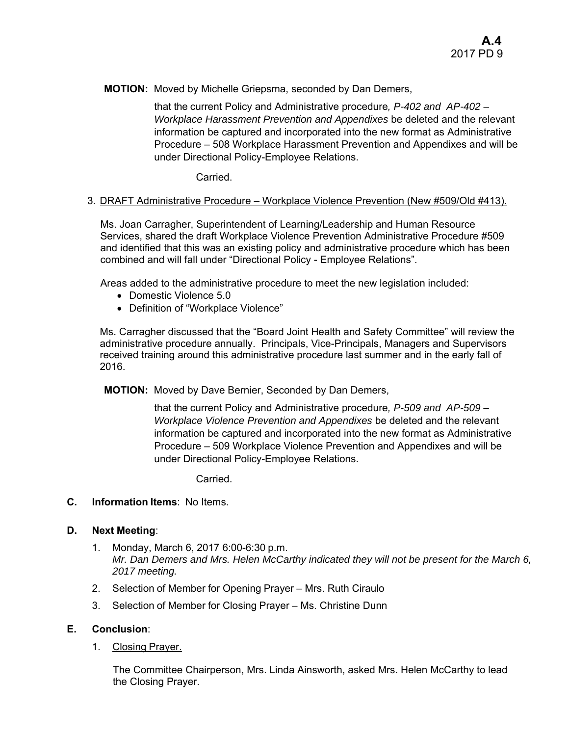**MOTION:** Moved by Michelle Griepsma, seconded by Dan Demers,

that the current Policy and Administrative procedure*, P-402 and AP-402 – Workplace Harassment Prevention and Appendixes* be deleted and the relevant information be captured and incorporated into the new format as Administrative Procedure – 508 Workplace Harassment Prevention and Appendixes and will be under Directional Policy-Employee Relations.

Carried.

3. DRAFT Administrative Procedure – Workplace Violence Prevention (New #509/Old #413).

Ms. Joan Carragher, Superintendent of Learning/Leadership and Human Resource Services, shared the draft Workplace Violence Prevention Administrative Procedure #509 and identified that this was an existing policy and administrative procedure which has been combined and will fall under "Directional Policy - Employee Relations".

Areas added to the administrative procedure to meet the new legislation included:

- Domestic Violence 5.0
- Definition of "Workplace Violence"

Ms. Carragher discussed that the "Board Joint Health and Safety Committee" will review the administrative procedure annually. Principals, Vice-Principals, Managers and Supervisors received training around this administrative procedure last summer and in the early fall of 2016.

**MOTION:** Moved by Dave Bernier, Seconded by Dan Demers,

that the current Policy and Administrative procedure*, P-509 and AP-509 – Workplace Violence Prevention and Appendixes* be deleted and the relevant information be captured and incorporated into the new format as Administrative Procedure – 509 Workplace Violence Prevention and Appendixes and will be under Directional Policy-Employee Relations.

Carried.

**C. Information Items**: No Items.

**D. Next Meeting**:

1. Monday, March 6, 2017 6:00-6:30 p.m.
   *Mr. Dan Demers and Mrs. Helen McCarthy indicated they will not be present for the March 6, 2017 meeting.*
2. Selection of Member for Opening Prayer – Mrs. Ruth Ciraulo
3. Selection of Member for Closing Prayer – Ms. Christine Dunn

**E. Conclusion**:

1. Closing Prayer.

   The Committee Chairperson, Mrs. Linda Ainsworth, asked Mrs. Helen McCarthy to lead the Closing Prayer.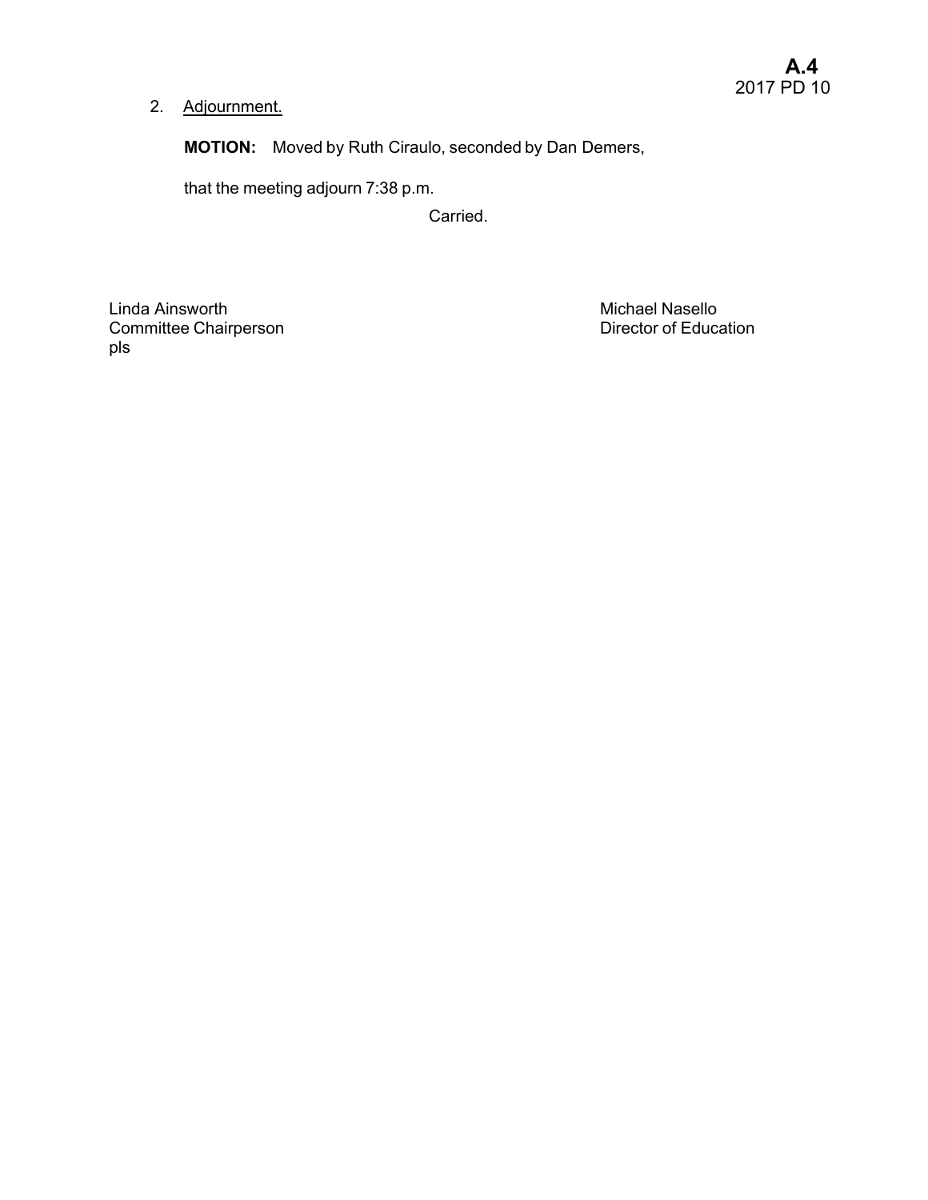2. Adjournment.

**MOTION:** Moved by Ruth Ciraulo, seconded by Dan Demers,

that the meeting adjourn 7:38 p.m.

Carried.

Linda Ainsworth
Committee Chairperson
pls

Michael Nasello
Director of Education